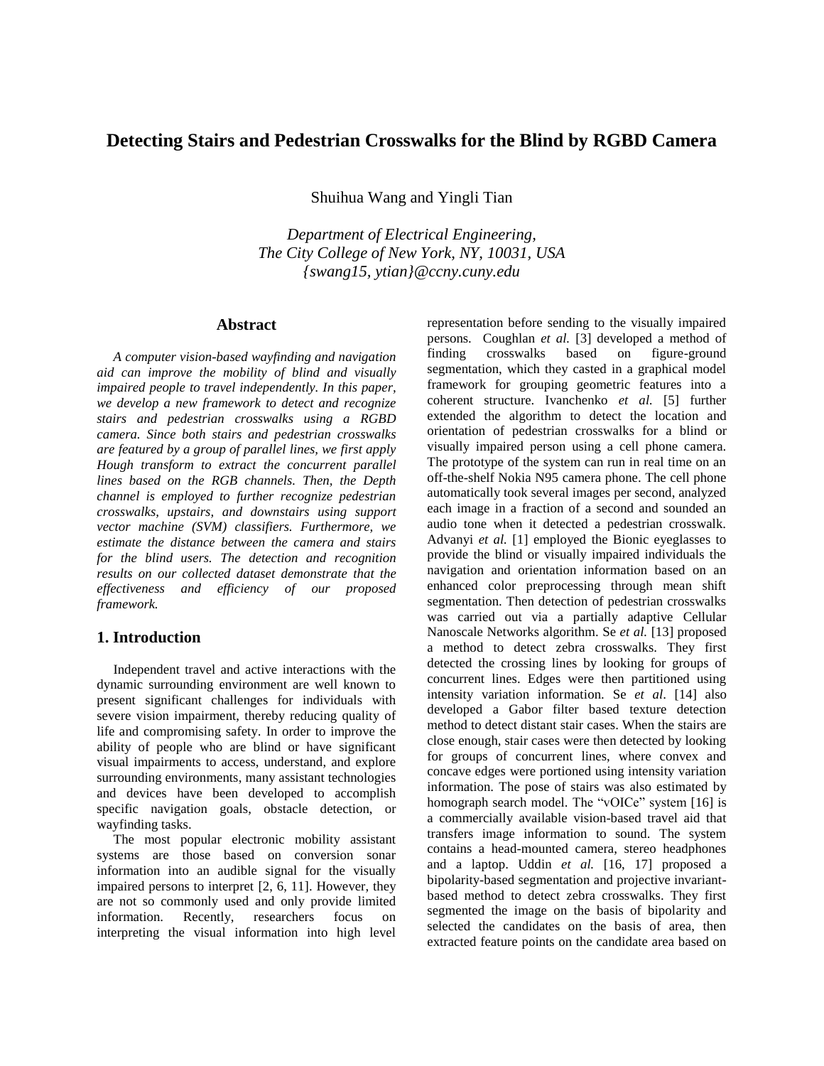# Detecting Stairs and Pedestrian Crosswalks for the Blind by RGBD Camera

Shuihua Wang and Yingli Tian

*Department of Electrical Engineering,*
*The City College of New York, NY, 10031, USA*
*{swang15, ytian}@ccny.cuny.edu*

## Abstract

*A computer vision-based wayfinding and navigation aid can improve the mobility of blind and visually impaired people to travel independently. In this paper, we develop a new framework to detect and recognize stairs and pedestrian crosswalks using a RGBD camera. Since both stairs and pedestrian crosswalks are featured by a group of parallel lines, we first apply Hough transform to extract the concurrent parallel lines based on the RGB channels. Then, the Depth channel is employed to further recognize pedestrian crosswalks, upstairs, and downstairs using support vector machine (SVM) classifiers. Furthermore, we estimate the distance between the camera and stairs for the blind users. The detection and recognition results on our collected dataset demonstrate that the effectiveness and efficiency of our proposed framework.*

## 1. Introduction

Independent travel and active interactions with the dynamic surrounding environment are well known to present significant challenges for individuals with severe vision impairment, thereby reducing quality of life and compromising safety. In order to improve the ability of people who are blind or have significant visual impairments to access, understand, and explore surrounding environments, many assistant technologies and devices have been developed to accomplish specific navigation goals, obstacle detection, or wayfinding tasks.

The most popular electronic mobility assistant systems are those based on conversion sonar information into an audible signal for the visually impaired persons to interpret [2, 6, 11]. However, they are not so commonly used and only provide limited information. Recently, researchers focus on interpreting the visual information into high level representation before sending to the visually impaired persons. Coughlan *et al.* [3] developed a method of finding crosswalks based on figure-ground segmentation, which they casted in a graphical model framework for grouping geometric features into a coherent structure. Ivanchenko *et al.* [5] further extended the algorithm to detect the location and orientation of pedestrian crosswalks for a blind or visually impaired person using a cell phone camera. The prototype of the system can run in real time on an off-the-shelf Nokia N95 camera phone. The cell phone automatically took several images per second, analyzed each image in a fraction of a second and sounded an audio tone when it detected a pedestrian crosswalk. Advanyi *et al.* [1] employed the Bionic eyeglasses to provide the blind or visually impaired individuals the navigation and orientation information based on an enhanced color preprocessing through mean shift segmentation. Then detection of pedestrian crosswalks was carried out via a partially adaptive Cellular Nanoscale Networks algorithm. Se *et al.* [13] proposed a method to detect zebra crosswalks. They first detected the crossing lines by looking for groups of concurrent lines. Edges were then partitioned using intensity variation information. Se *et al*. [14] also developed a Gabor filter based texture detection method to detect distant stair cases. When the stairs are close enough, stair cases were then detected by looking for groups of concurrent lines, where convex and concave edges were portioned using intensity variation information. The pose of stairs was also estimated by homograph search model. The "vOICe" system [16] is a commercially available vision-based travel aid that transfers image information to sound. The system contains a head-mounted camera, stereo headphones and a laptop. Uddin *et al.* [16, 17] proposed a bipolarity-based segmentation and projective invariant-based method to detect zebra crosswalks. They first segmented the image on the basis of bipolarity and selected the candidates on the basis of area, then extracted feature points on the candidate area based on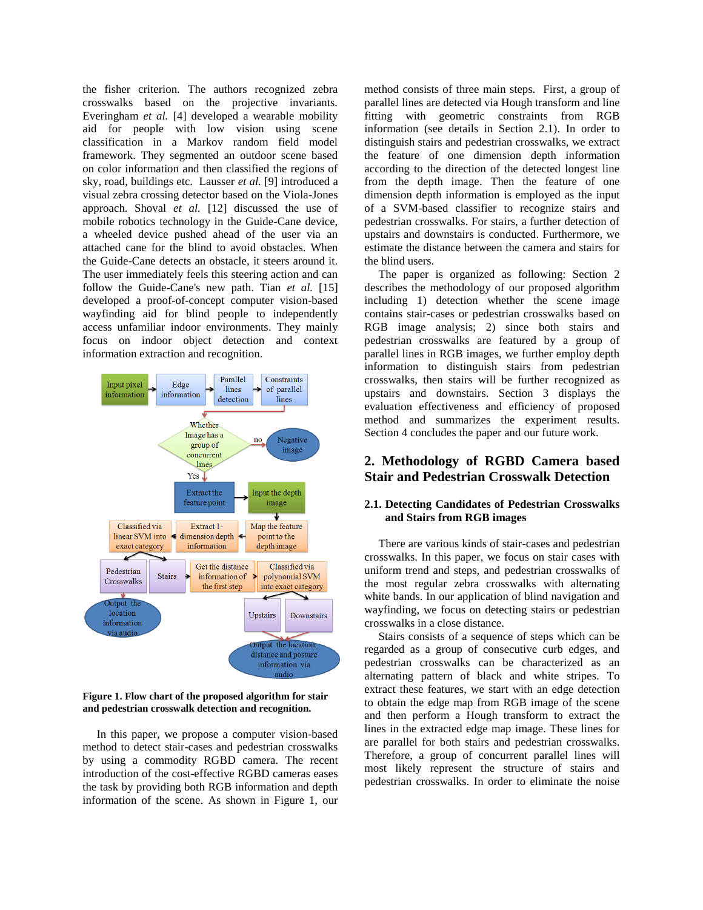the fisher criterion. The authors recognized zebra crosswalks based on the projective invariants. Everingham *et al.* [4] developed a wearable mobility aid for people with low vision using scene classification in a Markov random field model framework. They segmented an outdoor scene based on color information and then classified the regions of sky, road, buildings etc. Lausser *et al.* [9] introduced a visual zebra crossing detector based on the Viola-Jones approach. Shoval *et al.* [12] discussed the use of mobile robotics technology in the Guide-Cane device, a wheeled device pushed ahead of the user via an attached cane for the blind to avoid obstacles. When the Guide-Cane detects an obstacle, it steers around it. The user immediately feels this steering action and can follow the Guide-Cane's new path. Tian *et al.* [15] developed a proof-of-concept computer vision-based wayfinding aid for blind people to independently access unfamiliar indoor environments. They mainly focus on indoor object detection and context information extraction and recognition.

**Figure 1. Flow chart of the proposed algorithm for stair and pedestrian crosswalk detection and recognition.**

In this paper, we propose a computer vision-based method to detect stair-cases and pedestrian crosswalks by using a commodity RGBD camera. The recent introduction of the cost-effective RGBD cameras eases the task by providing both RGB information and depth information of the scene. As shown in Figure 1, our method consists of three main steps. First, a group of parallel lines are detected via Hough transform and line fitting with geometric constraints from RGB information (see details in Section 2.1). In order to distinguish stairs and pedestrian crosswalks, we extract the feature of one dimension depth information according to the direction of the detected longest line from the depth image. Then the feature of one dimension depth information is employed as the input of a SVM-based classifier to recognize stairs and pedestrian crosswalks. For stairs, a further detection of upstairs and downstairs is conducted. Furthermore, we estimate the distance between the camera and stairs for the blind users.

The paper is organized as following: Section 2 describes the methodology of our proposed algorithm including 1) detection whether the scene image contains stair-cases or pedestrian crosswalks based on RGB image analysis; 2) since both stairs and pedestrian crosswalks are featured by a group of parallel lines in RGB images, we further employ depth information to distinguish stairs from pedestrian crosswalks, then stairs will be further recognized as upstairs and downstairs. Section 3 displays the evaluation effectiveness and efficiency of proposed method and summarizes the experiment results. Section 4 concludes the paper and our future work.

## 2. Methodology of RGBD Camera based Stair and Pedestrian Crosswalk Detection

### 2.1. Detecting Candidates of Pedestrian Crosswalks and Stairs from RGB images

There are various kinds of stair-cases and pedestrian crosswalks. In this paper, we focus on stair cases with uniform trend and steps, and pedestrian crosswalks of the most regular zebra crosswalks with alternating white bands. In our application of blind navigation and wayfinding, we focus on detecting stairs or pedestrian crosswalks in a close distance.

Stairs consists of a sequence of steps which can be regarded as a group of consecutive curb edges, and pedestrian crosswalks can be characterized as an alternating pattern of black and white stripes. To extract these features, we start with an edge detection to obtain the edge map from RGB image of the scene and then perform a Hough transform to extract the lines in the extracted edge map image. These lines for are parallel for both stairs and pedestrian crosswalks. Therefore, a group of concurrent parallel lines will most likely represent the structure of stairs and pedestrian crosswalks. In order to eliminate the noise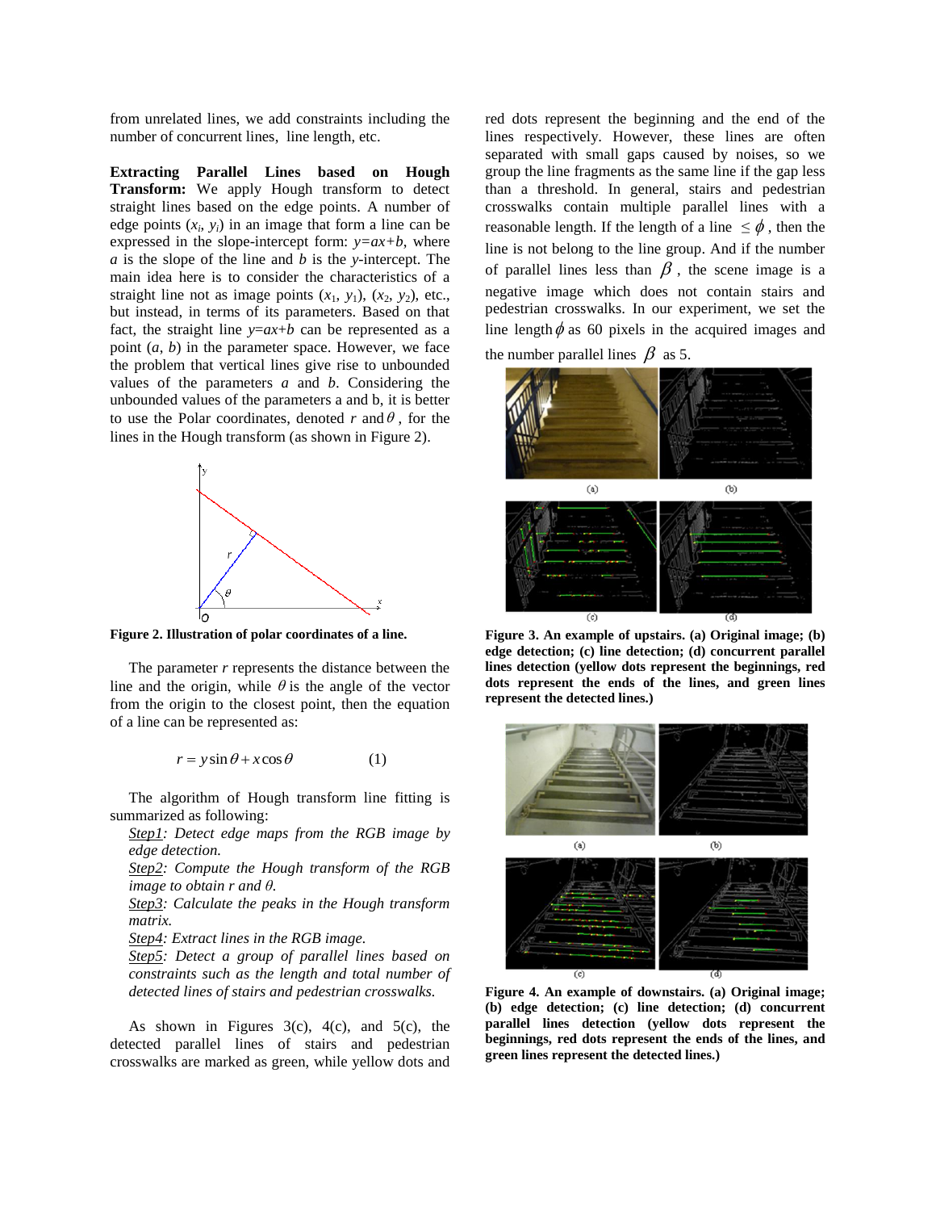from unrelated lines, we add constraints including the number of concurrent lines, line length, etc.

**Extracting Parallel Lines based on Hough Transform:** We apply Hough transform to detect straight lines based on the edge points. A number of edge points ($x_i$, $y_i$) in an image that form a line can be expressed in the slope-intercept form: $y=ax+b$, where $a$ is the slope of the line and $b$ is the $y$-intercept. The main idea here is to consider the characteristics of a straight line not as image points ($x_1$, $y_1$), ($x_2$, $y_2$), etc., but instead, in terms of its parameters. Based on that fact, the straight line $y=ax+b$ can be represented as a point ($a$, $b$) in the parameter space. However, we face the problem that vertical lines give rise to unbounded values of the parameters $a$ and $b$. Considering the unbounded values of the parameters a and b, it is better to use the Polar coordinates, denoted $r$ and $\theta$, for the lines in the Hough transform (as shown in Figure 2).

**Figure 2. Illustration of polar coordinates of a line.**

The parameter $r$ represents the distance between the line and the origin, while $\theta$ is the angle of the vector from the origin to the closest point, then the equation of a line can be represented as:

$$r = y\sin\theta + x\cos\theta \qquad (1)$$

The algorithm of Hough transform line fitting is summarized as following:

*Step1: Detect edge maps from the RGB image by edge detection.*

*Step2: Compute the Hough transform of the RGB image to obtain r and θ.*

*Step3: Calculate the peaks in the Hough transform matrix.*

*Step4: Extract lines in the RGB image.*

*Step5: Detect a group of parallel lines based on constraints such as the length and total number of detected lines of stairs and pedestrian crosswalks.*

As shown in Figures 3(c), 4(c), and 5(c), the detected parallel lines of stairs and pedestrian crosswalks are marked as green, while yellow dots and red dots represent the beginning and the end of the lines respectively. However, these lines are often separated with small gaps caused by noises, so we group the line fragments as the same line if the gap less than a threshold. In general, stairs and pedestrian crosswalks contain multiple parallel lines with a reasonable length. If the length of a line $\leq \phi$, then the line is not belong to the line group. And if the number of parallel lines less than $\beta$, the scene image is a negative image which does not contain stairs and pedestrian crosswalks. In our experiment, we set the line length $\phi$ as 60 pixels in the acquired images and the number parallel lines $\beta$ as 5.

**Figure 3. An example of upstairs. (a) Original image; (b) edge detection; (c) line detection; (d) concurrent parallel lines detection (yellow dots represent the beginnings, red dots represent the ends of the lines, and green lines represent the detected lines.)**

**Figure 4. An example of downstairs. (a) Original image; (b) edge detection; (c) line detection; (d) concurrent parallel lines detection (yellow dots represent the beginnings, red dots represent the ends of the lines, and green lines represent the detected lines.)**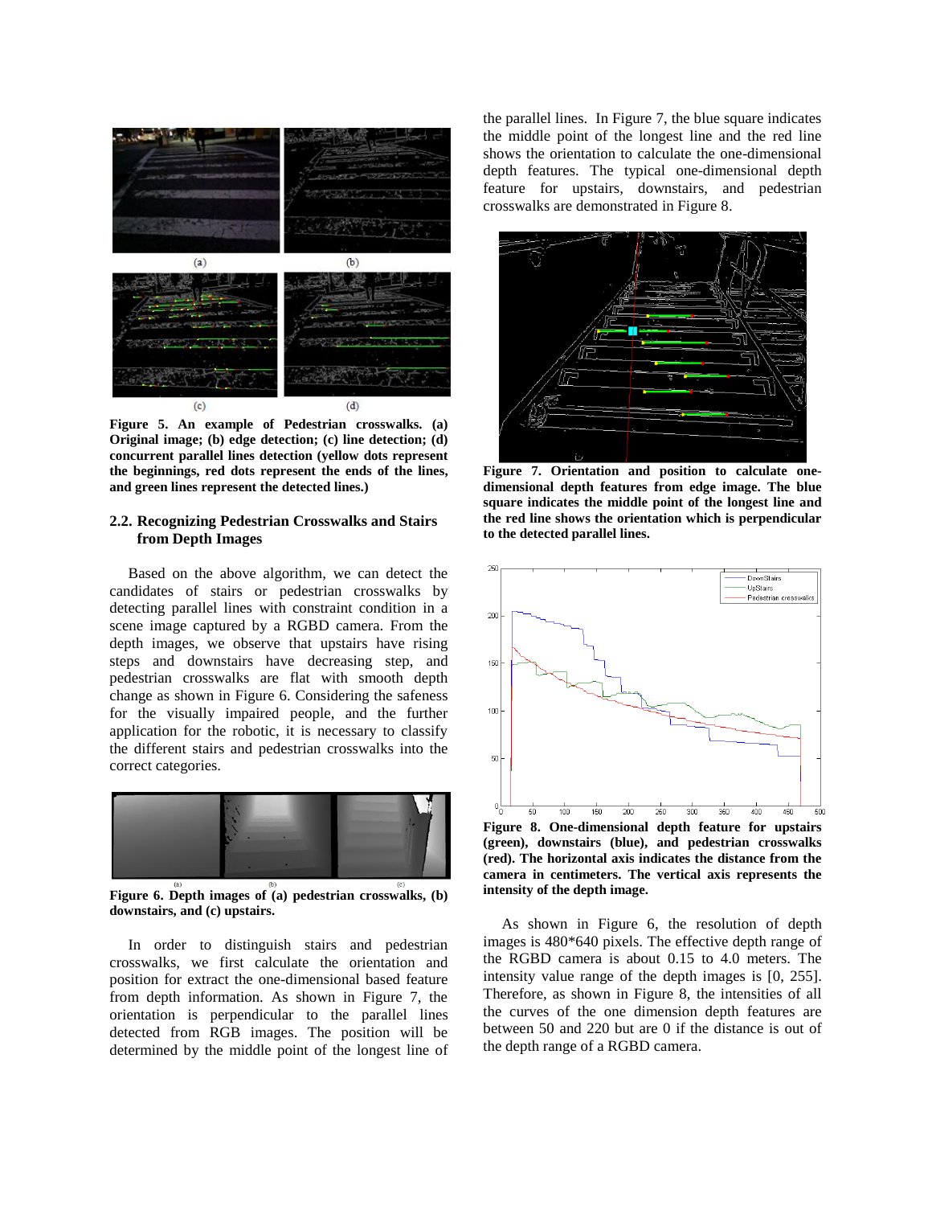Figure 5. An example of Pedestrian crosswalks. (a) Original image; (b) edge detection; (c) line detection; (d) concurrent parallel lines detection (yellow dots represent the beginnings, red dots represent the ends of the lines, and green lines represent the detected lines.)

### 2.2. Recognizing Pedestrian Crosswalks and Stairs from Depth Images

Based on the above algorithm, we can detect the candidates of stairs or pedestrian crosswalks by detecting parallel lines with constraint condition in a scene image captured by a RGBD camera. From the depth images, we observe that upstairs have rising steps and downstairs have decreasing step, and pedestrian crosswalks are flat with smooth depth change as shown in Figure 6. Considering the safeness for the visually impaired people, and the further application for the robotic, it is necessary to classify the different stairs and pedestrian crosswalks into the correct categories.

Figure 6. Depth images of (a) pedestrian crosswalks, (b) downstairs, and (c) upstairs.

In order to distinguish stairs and pedestrian crosswalks, we first calculate the orientation and position for extract the one-dimensional based feature from depth information. As shown in Figure 7, the orientation is perpendicular to the parallel lines detected from RGB images. The position will be determined by the middle point of the longest line of the parallel lines. In Figure 7, the blue square indicates the middle point of the longest line and the red line shows the orientation to calculate the one-dimensional depth features. The typical one-dimensional depth feature for upstairs, downstairs, and pedestrian crosswalks are demonstrated in Figure 8.

Figure 7. Orientation and position to calculate one-dimensional depth features from edge image. The blue square indicates the middle point of the longest line and the red line shows the orientation which is perpendicular to the detected parallel lines.

Figure 8. One-dimensional depth feature for upstairs (green), downstairs (blue), and pedestrian crosswalks (red). The horizontal axis indicates the distance from the camera in centimeters. The vertical axis represents the intensity of the depth image.

As shown in Figure 6, the resolution of depth images is 480*640 pixels. The effective depth range of the RGBD camera is about 0.15 to 4.0 meters. The intensity value range of the depth images is [0, 255]. Therefore, as shown in Figure 8, the intensities of all the curves of the one dimension depth features are between 50 and 220 but are 0 if the distance is out of the depth range of a RGBD camera.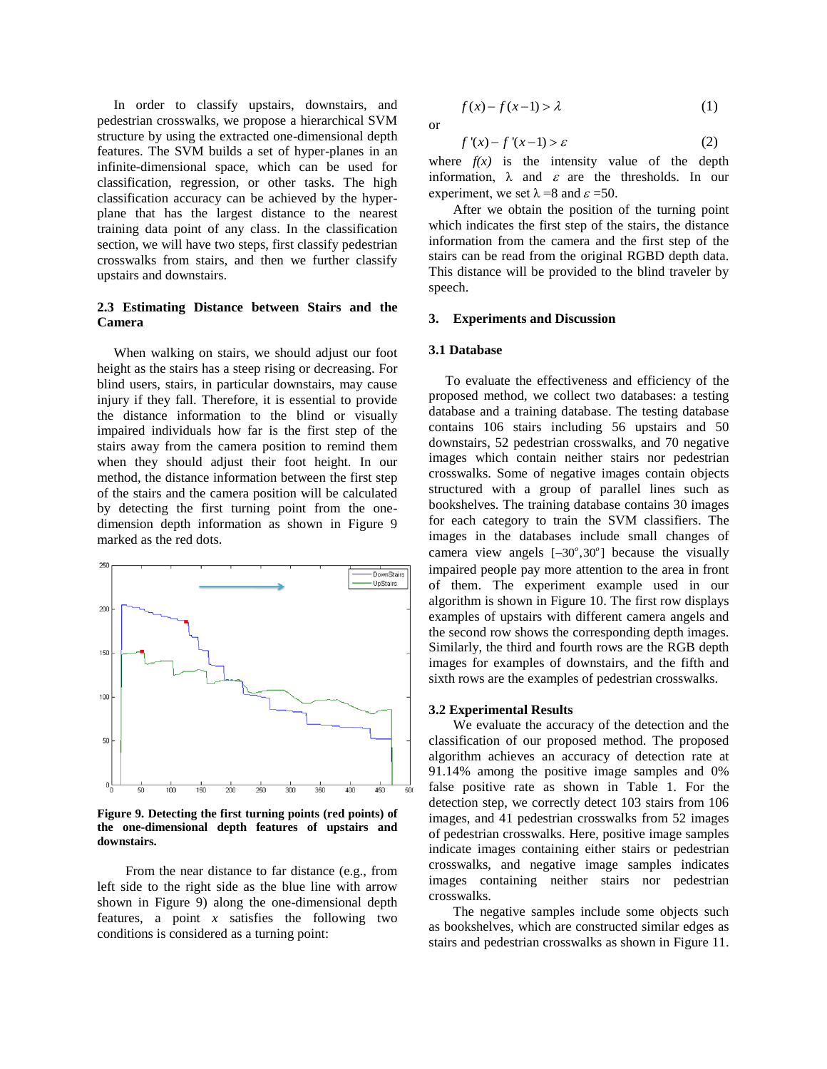In order to classify upstairs, downstairs, and pedestrian crosswalks, we propose a hierarchical SVM structure by using the extracted one-dimensional depth features. The SVM builds a set of hyper-planes in an infinite-dimensional space, which can be used for classification, regression, or other tasks. The high classification accuracy can be achieved by the hyper-plane that has the largest distance to the nearest training data point of any class. In the classification section, we will have two steps, first classify pedestrian crosswalks from stairs, and then we further classify upstairs and downstairs.

### 2.3 Estimating Distance between Stairs and the Camera

When walking on stairs, we should adjust our foot height as the stairs has a steep rising or decreasing. For blind users, stairs, in particular downstairs, may cause injury if they fall. Therefore, it is essential to provide the distance information to the blind or visually impaired individuals how far is the first step of the stairs away from the camera position to remind them when they should adjust their foot height. In our method, the distance information between the first step of the stairs and the camera position will be calculated by detecting the first turning point from the one-dimension depth information as shown in Figure 9 marked as the red dots.

**Figure 9. Detecting the first turning points (red points) of the one-dimensional depth features of upstairs and downstairs.**

From the near distance to far distance (e.g., from left side to the right side as the blue line with arrow shown in Figure 9) along the one-dimensional depth features, a point $x$ satisfies the following two conditions is considered as a turning point:

$$f(x) - f(x-1) > \lambda \tag{1}$$

or

$$f'(x) - f'(x-1) > \varepsilon \tag{2}$$

where $f(x)$ is the intensity value of the depth information, $\lambda$ and $\varepsilon$ are the thresholds. In our experiment, we set $\lambda = 8$ and $\varepsilon = 50$.

After we obtain the position of the turning point which indicates the first step of the stairs, the distance information from the camera and the first step of the stairs can be read from the original RGBD depth data. This distance will be provided to the blind traveler by speech.

## 3. Experiments and Discussion

### 3.1 Database

To evaluate the effectiveness and efficiency of the proposed method, we collect two databases: a testing database and a training database. The testing database contains 106 stairs including 56 upstairs and 50 downstairs, 52 pedestrian crosswalks, and 70 negative images which contain neither stairs nor pedestrian crosswalks. Some of negative images contain objects structured with a group of parallel lines such as bookshelves. The training database contains 30 images for each category to train the SVM classifiers. The images in the databases include small changes of camera view angels $[-30^o, 30^o]$ because the visually impaired people pay more attention to the area in front of them. The experiment example used in our algorithm is shown in Figure 10. The first row displays examples of upstairs with different camera angels and the second row shows the corresponding depth images. Similarly, the third and fourth rows are the RGB depth images for examples of downstairs, and the fifth and sixth rows are the examples of pedestrian crosswalks.

### 3.2 Experimental Results

We evaluate the accuracy of the detection and the classification of our proposed method. The proposed algorithm achieves an accuracy of detection rate at 91.14% among the positive image samples and 0% false positive rate as shown in Table 1. For the detection step, we correctly detect 103 stairs from 106 images, and 41 pedestrian crosswalks from 52 images of pedestrian crosswalks. Here, positive image samples indicate images containing either stairs or pedestrian crosswalks, and negative image samples indicates images containing neither stairs nor pedestrian crosswalks.

The negative samples include some objects such as bookshelves, which are constructed similar edges as stairs and pedestrian crosswalks as shown in Figure 11.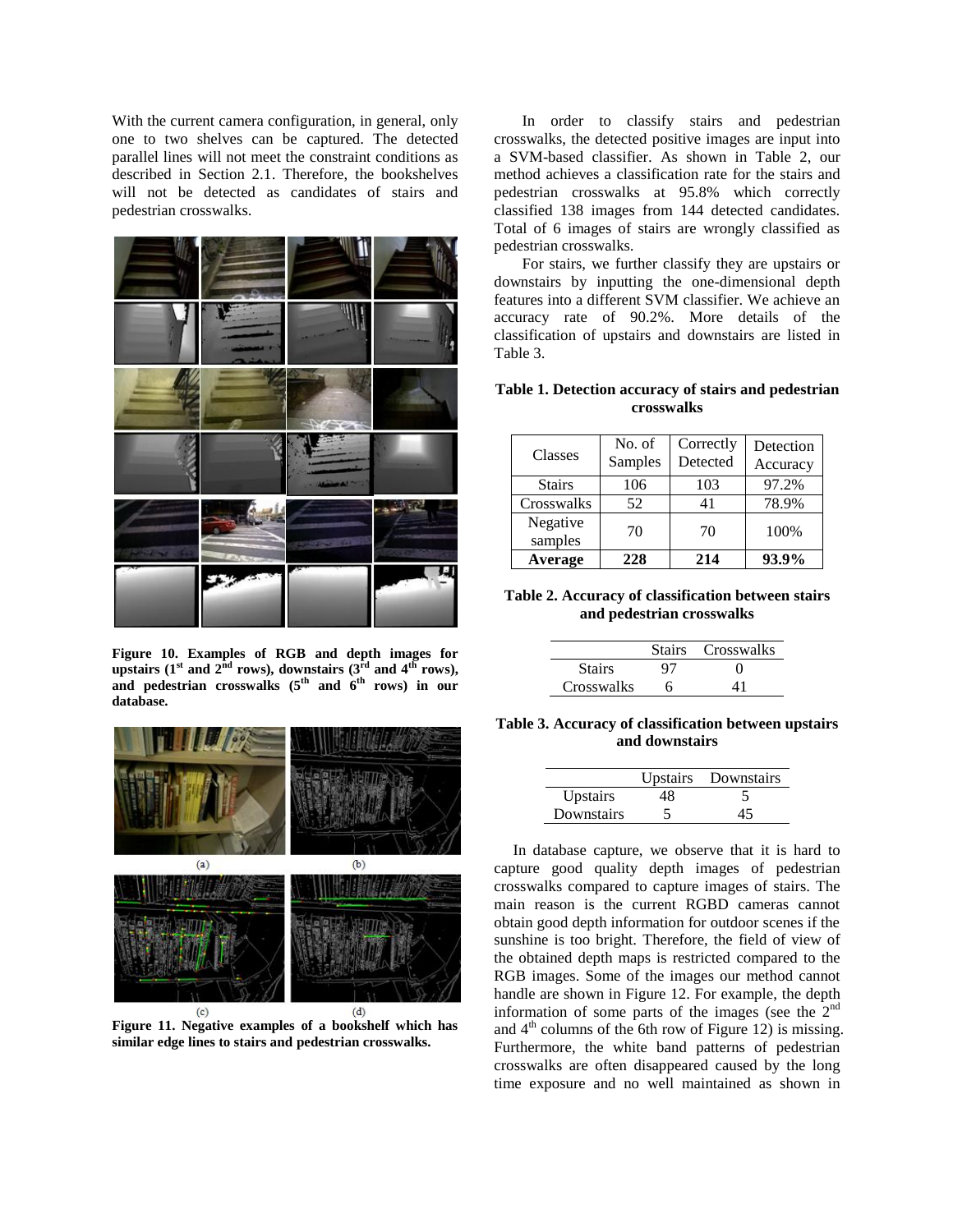With the current camera configuration, in general, only one to two shelves can be captured. The detected parallel lines will not meet the constraint conditions as described in Section 2.1. Therefore, the bookshelves will not be detected as candidates of stairs and pedestrian crosswalks.

**Figure 10. Examples of RGB and depth images for upstairs (1st and 2nd rows), downstairs (3rd and 4th rows), and pedestrian crosswalks (5th and 6th rows) in our database.**

**Figure 11. Negative examples of a bookshelf which has similar edge lines to stairs and pedestrian crosswalks.**

In order to classify stairs and pedestrian crosswalks, the detected positive images are input into a SVM-based classifier. As shown in Table 2, our method achieves a classification rate for the stairs and pedestrian crosswalks at 95.8% which correctly classified 138 images from 144 detected candidates. Total of 6 images of stairs are wrongly classified as pedestrian crosswalks.

For stairs, we further classify they are upstairs or downstairs by inputting the one-dimensional depth features into a different SVM classifier. We achieve an accuracy rate of 90.2%. More details of the classification of upstairs and downstairs are listed in Table 3.

**Table 1. Detection accuracy of stairs and pedestrian crosswalks**

| Classes | No. of Samples | Correctly Detected | Detection Accuracy |
|---|---|---|---|
| Stairs | 106 | 103 | 97.2% |
| Crosswalks | 52 | 41 | 78.9% |
| Negative samples | 70 | 70 | 100% |
| **Average** | **228** | **214** | **93.9%** |

**Table 2. Accuracy of classification between stairs and pedestrian crosswalks**

| | Stairs | Crosswalks |
|---|---|---|
| Stairs | 97 | 0 |
| Crosswalks | 6 | 41 |

**Table 3. Accuracy of classification between upstairs and downstairs**

| | Upstairs | Downstairs |
|---|---|---|
| Upstairs | 48 | 5 |
| Downstairs | 5 | 45 |

In database capture, we observe that it is hard to capture good quality depth images of pedestrian crosswalks compared to capture images of stairs. The main reason is the current RGBD cameras cannot obtain good depth information for outdoor scenes if the sunshine is too bright. Therefore, the field of view of the obtained depth maps is restricted compared to the RGB images. Some of the images our method cannot handle are shown in Figure 12. For example, the depth information of some parts of the images (see the 2nd and 4th columns of the 6th row of Figure 12) is missing. Furthermore, the white band patterns of pedestrian crosswalks are often disappeared caused by the long time exposure and no well maintained as shown in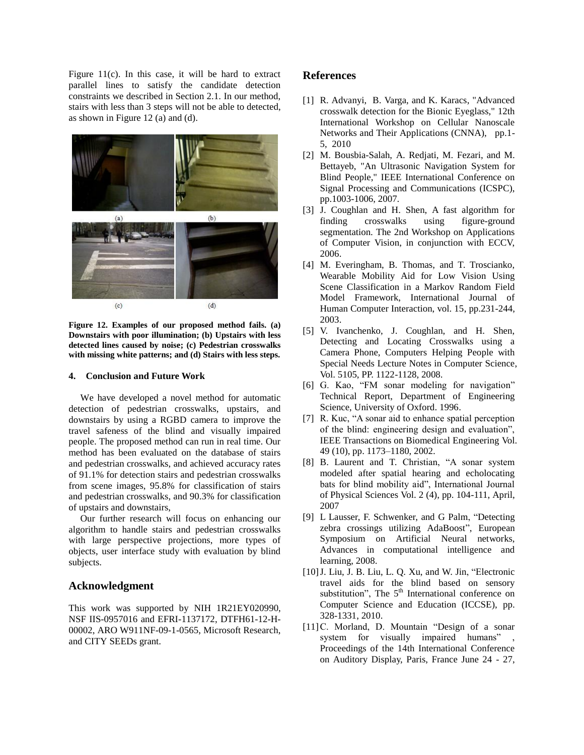Figure 11(c). In this case, it will be hard to extract parallel lines to satisfy the candidate detection constraints we described in Section 2.1. In our method, stairs with less than 3 steps will not be able to detected, as shown in Figure 12 (a) and (d).

(a) (b)

(c) (d)

**Figure 12. Examples of our proposed method fails. (a) Downstairs with poor illumination; (b) Upstairs with less detected lines caused by noise; (c) Pedestrian crosswalks with missing white patterns; and (d) Stairs with less steps.**

#### 4. Conclusion and Future Work

We have developed a novel method for automatic detection of pedestrian crosswalks, upstairs, and downstairs by using a RGBD camera to improve the travel safeness of the blind and visually impaired people. The proposed method can run in real time. Our method has been evaluated on the database of stairs and pedestrian crosswalks, and achieved accuracy rates of 91.1% for detection stairs and pedestrian crosswalks from scene images, 95.8% for classification of stairs and pedestrian crosswalks, and 90.3% for classification of upstairs and downstairs,

Our further research will focus on enhancing our algorithm to handle stairs and pedestrian crosswalks with large perspective projections, more types of objects, user interface study with evaluation by blind subjects.

## Acknowledgment

This work was supported by NIH 1R21EY020990, NSF IIS-0957016 and EFRI-1137172, DTFH61-12-H-00002, ARO W911NF-09-1-0565, Microsoft Research, and CITY SEEDs grant.

## References

[1] R. Advanyi, B. Varga, and K. Karacs, "Advanced crosswalk detection for the Bionic Eyeglass," 12th International Workshop on Cellular Nanoscale Networks and Their Applications (CNNA), pp.1-5, 2010

[2] M. Bousbia-Salah, A. Redjati, M. Fezari, and M. Bettayeb, "An Ultrasonic Navigation System for Blind People," IEEE International Conference on Signal Processing and Communications (ICSPC), pp.1003-1006, 2007.

[3] J. Coughlan and H. Shen, A fast algorithm for finding crosswalks using figure-ground segmentation. The 2nd Workshop on Applications of Computer Vision, in conjunction with ECCV, 2006.

[4] M. Everingham, B. Thomas, and T. Troscianko, Wearable Mobility Aid for Low Vision Using Scene Classification in a Markov Random Field Model Framework, International Journal of Human Computer Interaction, vol. 15, pp.231-244, 2003.

[5] V. Ivanchenko, J. Coughlan, and H. Shen, Detecting and Locating Crosswalks using a Camera Phone, Computers Helping People with Special Needs Lecture Notes in Computer Science, Vol. 5105, PP. 1122-1128, 2008.

[6] G. Kao, "FM sonar modeling for navigation" Technical Report, Department of Engineering Science, University of Oxford. 1996.

[7] R. Kuc, "A sonar aid to enhance spatial perception of the blind: engineering design and evaluation", IEEE Transactions on Biomedical Engineering Vol. 49 (10), pp. 1173–1180, 2002.

[8] B. Laurent and T. Christian, "A sonar system modeled after spatial hearing and echolocating bats for blind mobility aid", International Journal of Physical Sciences Vol. 2 (4), pp. 104-111, April, 2007

[9] L Lausser, F. Schwenker, and G Palm, "Detecting zebra crossings utilizing AdaBoost", European Symposium on Artificial Neural networks, Advances in computational intelligence and learning, 2008.

[10] J. Liu, J. B. Liu, L. Q. Xu, and W. Jin, "Electronic travel aids for the blind based on sensory substitution", The 5th International conference on Computer Science and Education (ICCSE), pp. 328-1331, 2010.

[11] C. Morland, D. Mountain "Design of a sonar system for visually impaired humans" , Proceedings of the 14th International Conference on Auditory Display, Paris, France June 24 - 27,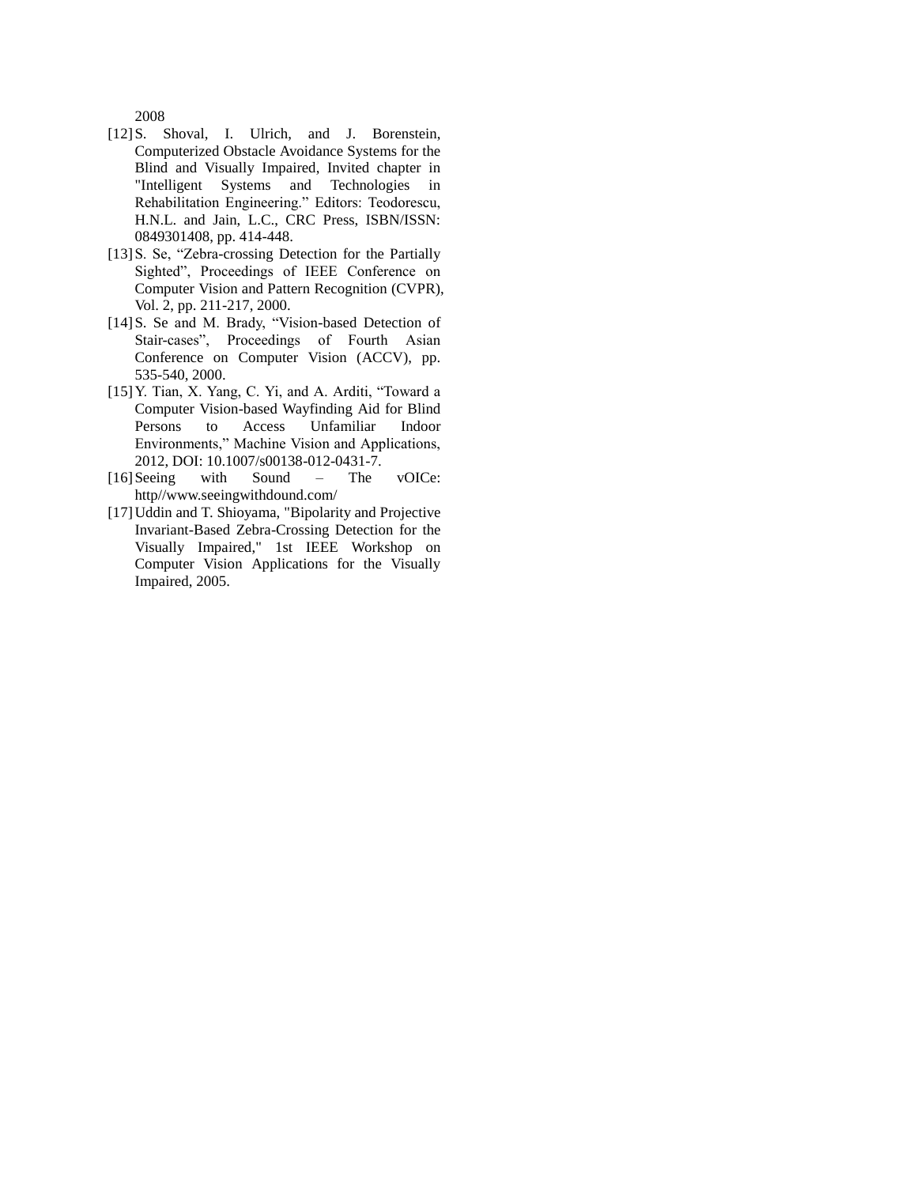2008

[12] S. Shoval, I. Ulrich, and J. Borenstein, Computerized Obstacle Avoidance Systems for the Blind and Visually Impaired, Invited chapter in "Intelligent Systems and Technologies in Rehabilitation Engineering." Editors: Teodorescu, H.N.L. and Jain, L.C., CRC Press, ISBN/ISSN: 0849301408, pp. 414-448.

[13] S. Se, "Zebra-crossing Detection for the Partially Sighted", Proceedings of IEEE Conference on Computer Vision and Pattern Recognition (CVPR), Vol. 2, pp. 211-217, 2000.

[14] S. Se and M. Brady, "Vision-based Detection of Stair-cases", Proceedings of Fourth Asian Conference on Computer Vision (ACCV), pp. 535-540, 2000.

[15] Y. Tian, X. Yang, C. Yi, and A. Arditi, "Toward a Computer Vision-based Wayfinding Aid for Blind Persons to Access Unfamiliar Indoor Environments," Machine Vision and Applications, 2012, DOI: 10.1007/s00138-012-0431-7.

[16] Seeing with Sound – The vOICe: http//www.seeingwithdound.com/

[17] Uddin and T. Shioyama, "Bipolarity and Projective Invariant-Based Zebra-Crossing Detection for the Visually Impaired," 1st IEEE Workshop on Computer Vision Applications for the Visually Impaired, 2005.